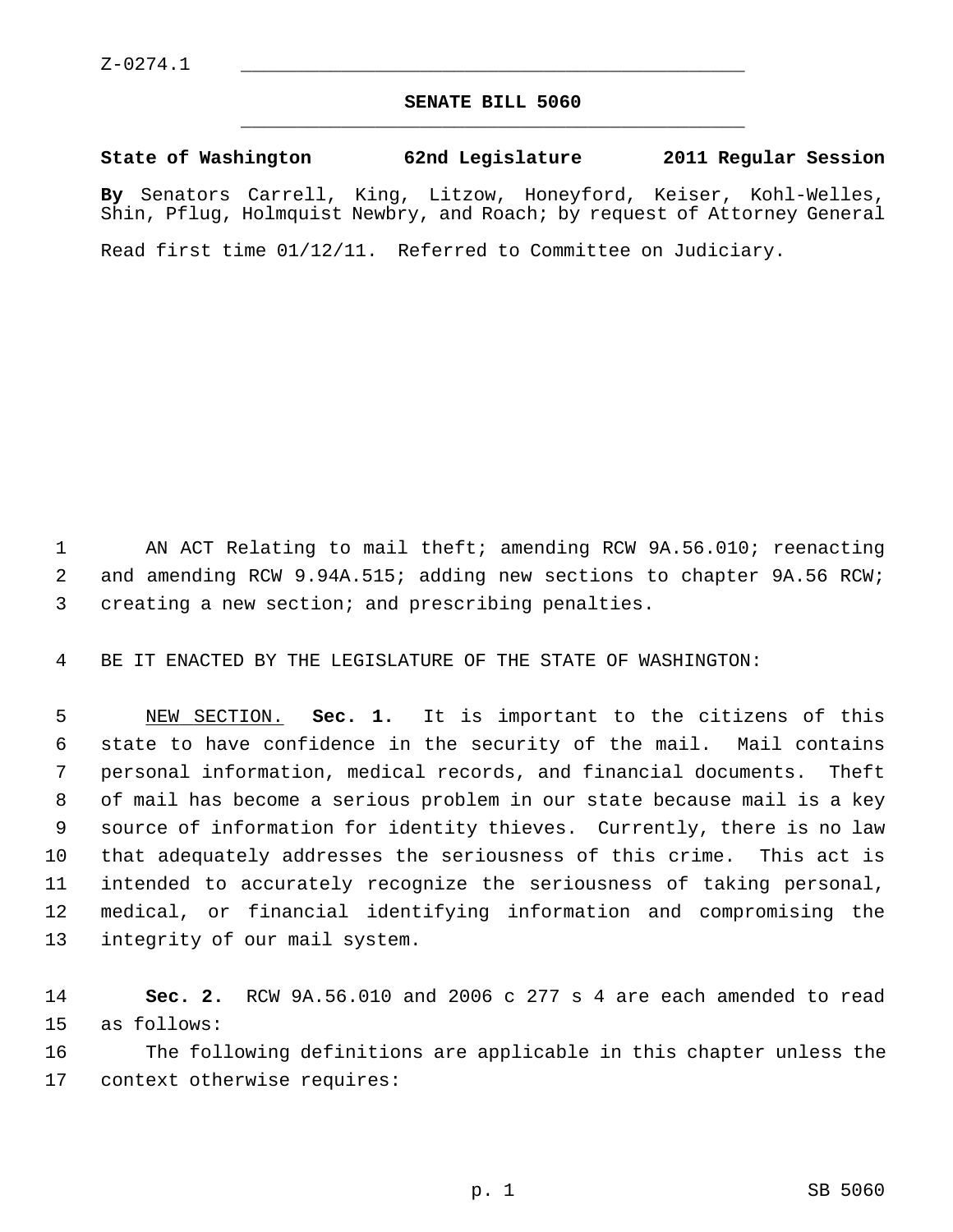Z-0274.1

# SENATE BILL 5060

**State of Washington 62nd Legislature 2011 Regular Session**

**By** Senators Carrell, King, Litzow, Honeyford, Keiser, Kohl-Welles, Shin, Pflug, Holmquist Newbry, and Roach; by request of Attorney General

Read first time 01/12/11. Referred to Committee on Judiciary.

AN ACT Relating to mail theft; amending RCW 9A.56.010; reenacting and amending RCW 9.94A.515; adding new sections to chapter 9A.56 RCW; creating a new section; and prescribing penalties.

BE IT ENACTED BY THE LEGISLATURE OF THE STATE OF WASHINGTON:

NEW SECTION. **Sec. 1.** It is important to the citizens of this state to have confidence in the security of the mail. Mail contains personal information, medical records, and financial documents. Theft of mail has become a serious problem in our state because mail is a key source of information for identity thieves. Currently, there is no law that adequately addresses the seriousness of this crime. This act is intended to accurately recognize the seriousness of taking personal, medical, or financial identifying information and compromising the integrity of our mail system.

**Sec. 2.** RCW 9A.56.010 and 2006 c 277 s 4 are each amended to read as follows:

The following definitions are applicable in this chapter unless the context otherwise requires: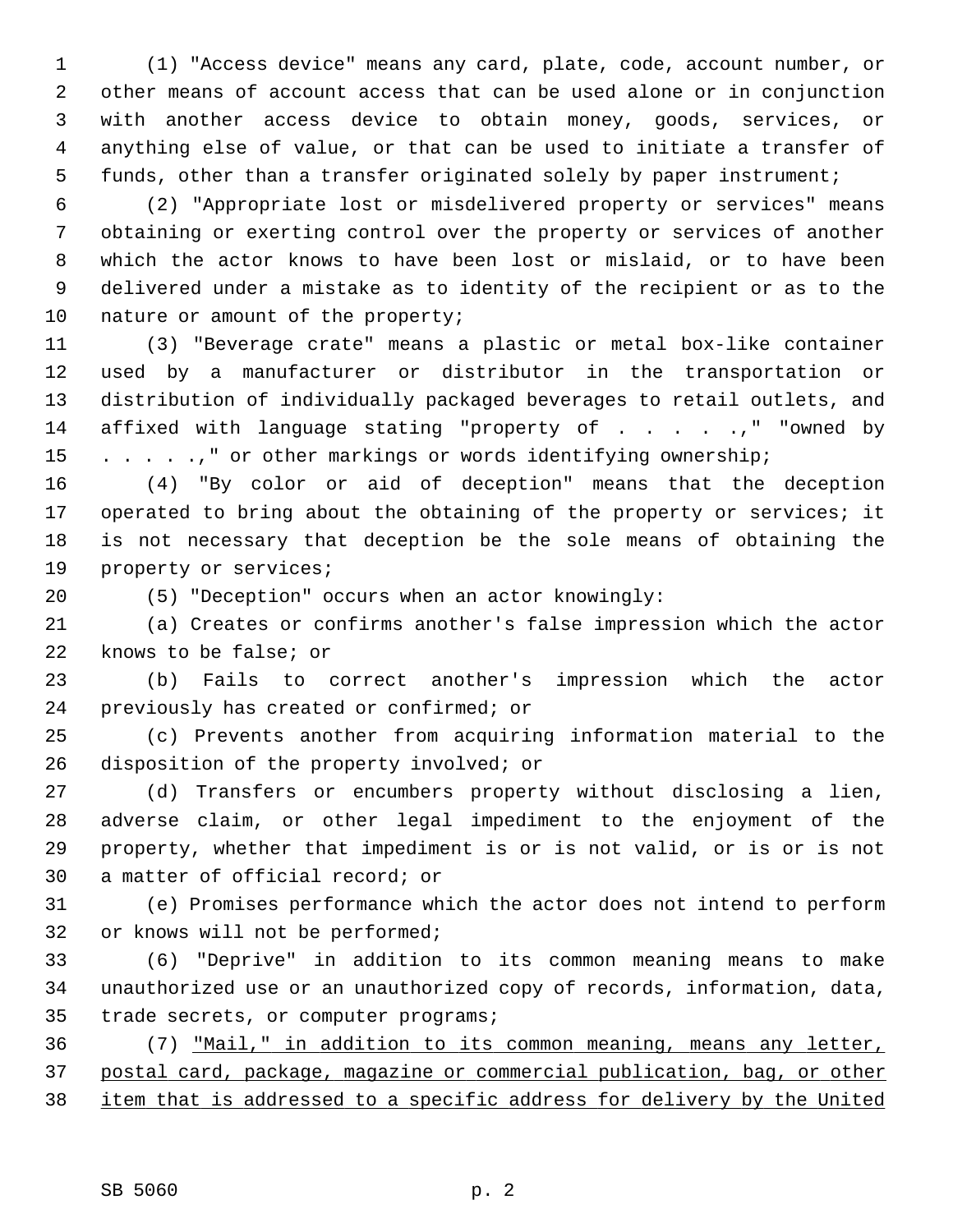(1) "Access device" means any card, plate, code, account number, or other means of account access that can be used alone or in conjunction with another access device to obtain money, goods, services, or anything else of value, or that can be used to initiate a transfer of funds, other than a transfer originated solely by paper instrument;

(2) "Appropriate lost or misdelivered property or services" means obtaining or exerting control over the property or services of another which the actor knows to have been lost or mislaid, or to have been delivered under a mistake as to identity of the recipient or as to the nature or amount of the property;

(3) "Beverage crate" means a plastic or metal box-like container used by a manufacturer or distributor in the transportation or distribution of individually packaged beverages to retail outlets, and affixed with language stating "property of . . . . . ," "owned by . . . . . ," or other markings or words identifying ownership;

(4) "By color or aid of deception" means that the deception operated to bring about the obtaining of the property or services; it is not necessary that deception be the sole means of obtaining the property or services;

(5) "Deception" occurs when an actor knowingly:

(a) Creates or confirms another's false impression which the actor knows to be false; or

(b) Fails to correct another's impression which the actor previously has created or confirmed; or

(c) Prevents another from acquiring information material to the disposition of the property involved; or

(d) Transfers or encumbers property without disclosing a lien, adverse claim, or other legal impediment to the enjoyment of the property, whether that impediment is or is not valid, or is or is not a matter of official record; or

(e) Promises performance which the actor does not intend to perform or knows will not be performed;

(6) "Deprive" in addition to its common meaning means to make unauthorized use or an unauthorized copy of records, information, data, trade secrets, or computer programs;

(7) <u>"Mail," in addition to its common meaning, means any letter, postal card, package, magazine or commercial publication, bag, or other item that is addressed to a specific address for delivery by the United</u>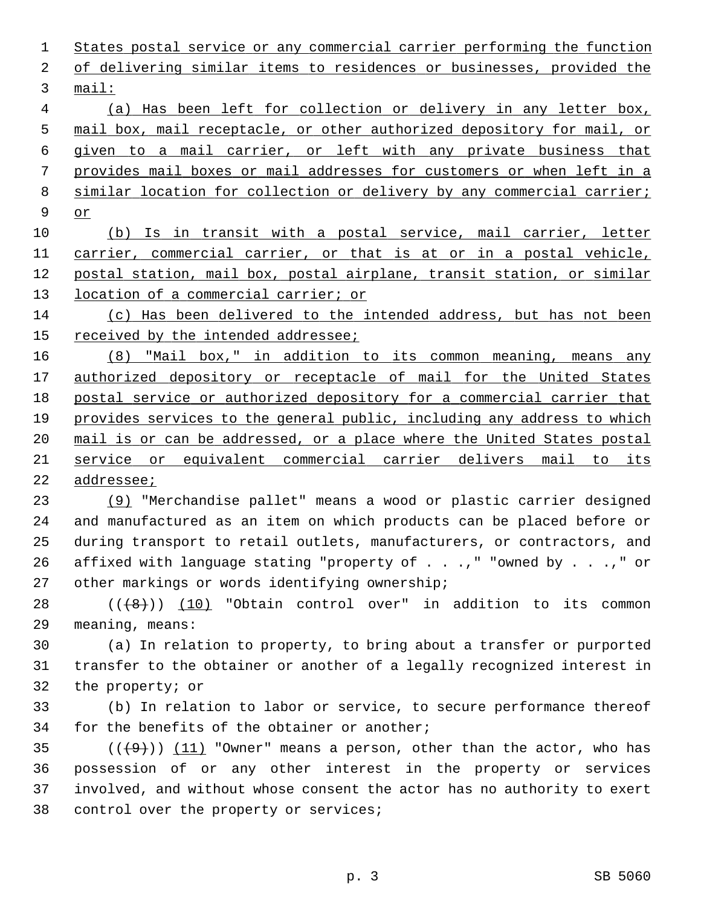States postal service or any commercial carrier performing the function of delivering similar items to residences or businesses, provided the mail:

(a) Has been left for collection or delivery in any letter box, mail box, mail receptacle, or other authorized depository for mail, or given to a mail carrier, or left with any private business that provides mail boxes or mail addresses for customers or when left in a similar location for collection or delivery by any commercial carrier; or

(b) Is in transit with a postal service, mail carrier, letter carrier, commercial carrier, or that is at or in a postal vehicle, postal station, mail box, postal airplane, transit station, or similar location of a commercial carrier; or

(c) Has been delivered to the intended address, but has not been received by the intended addressee;

(8) "Mail box," in addition to its common meaning, means any authorized depository or receptacle of mail for the United States postal service or authorized depository for a commercial carrier that provides services to the general public, including any address to which mail is or can be addressed, or a place where the United States postal service or equivalent commercial carrier delivers mail to its addressee;

(9) "Merchandise pallet" means a wood or plastic carrier designed and manufactured as an item on which products can be placed before or during transport to retail outlets, manufacturers, or contractors, and affixed with language stating "property of . . .," "owned by . . .," or other markings or words identifying ownership;

(((8))) (10) "Obtain control over" in addition to its common meaning, means:

(a) In relation to property, to bring about a transfer or purported transfer to the obtainer or another of a legally recognized interest in the property; or

(b) In relation to labor or service, to secure performance thereof for the benefits of the obtainer or another;

(((9))) (11) "Owner" means a person, other than the actor, who has possession of or any other interest in the property or services involved, and without whose consent the actor has no authority to exert control over the property or services;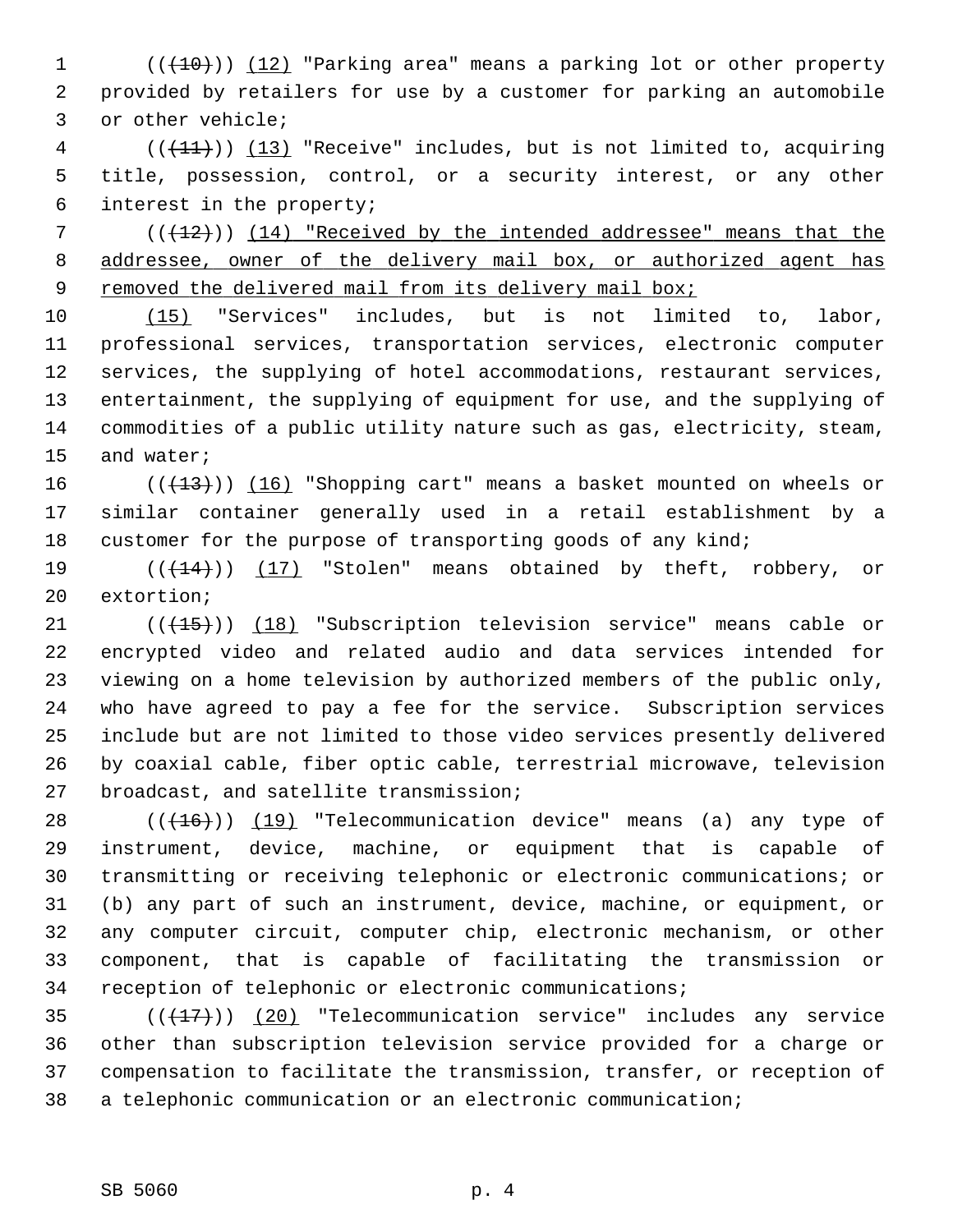((~~(10)~~)) <u>(12)</u> "Parking area" means a parking lot or other property provided by retailers for use by a customer for parking an automobile or other vehicle;

((~~(11)~~)) <u>(13)</u> "Receive" includes, but is not limited to, acquiring title, possession, control, or a security interest, or any other interest in the property;

((~~(12)~~)) <u>(14) "Received by the intended addressee" means that the addressee, owner of the delivery mail box, or authorized agent has removed the delivered mail from its delivery mail box;</u>

<u>(15)</u> "Services" includes, but is not limited to, labor, professional services, transportation services, electronic computer services, the supplying of hotel accommodations, restaurant services, entertainment, the supplying of equipment for use, and the supplying of commodities of a public utility nature such as gas, electricity, steam, and water;

((~~(13)~~)) <u>(16)</u> "Shopping cart" means a basket mounted on wheels or similar container generally used in a retail establishment by a customer for the purpose of transporting goods of any kind;

((~~(14)~~)) <u>(17)</u> "Stolen" means obtained by theft, robbery, or extortion;

((~~(15)~~)) <u>(18)</u> "Subscription television service" means cable or encrypted video and related audio and data services intended for viewing on a home television by authorized members of the public only, who have agreed to pay a fee for the service. Subscription services include but are not limited to those video services presently delivered by coaxial cable, fiber optic cable, terrestrial microwave, television broadcast, and satellite transmission;

((~~(16)~~)) <u>(19)</u> "Telecommunication device" means (a) any type of instrument, device, machine, or equipment that is capable of transmitting or receiving telephonic or electronic communications; or (b) any part of such an instrument, device, machine, or equipment, or any computer circuit, computer chip, electronic mechanism, or other component, that is capable of facilitating the transmission or reception of telephonic or electronic communications;

((~~(17)~~)) <u>(20)</u> "Telecommunication service" includes any service other than subscription television service provided for a charge or compensation to facilitate the transmission, transfer, or reception of a telephonic communication or an electronic communication;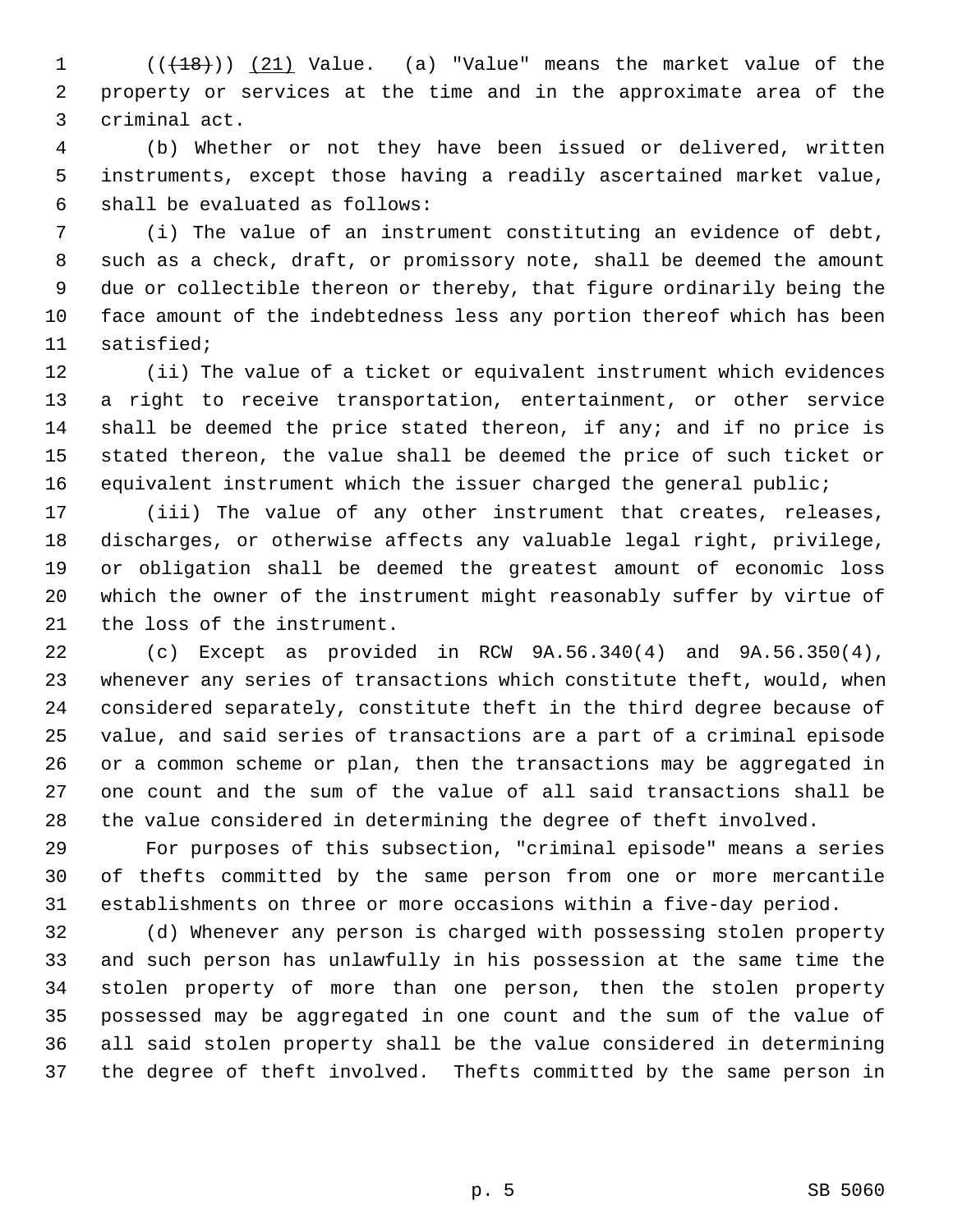((~~(18)~~)) <u>(21)</u> Value. (a) "Value" means the market value of the property or services at the time and in the approximate area of the criminal act.

(b) Whether or not they have been issued or delivered, written instruments, except those having a readily ascertained market value, shall be evaluated as follows:

(i) The value of an instrument constituting an evidence of debt, such as a check, draft, or promissory note, shall be deemed the amount due or collectible thereon or thereby, that figure ordinarily being the face amount of the indebtedness less any portion thereof which has been satisfied;

(ii) The value of a ticket or equivalent instrument which evidences a right to receive transportation, entertainment, or other service shall be deemed the price stated thereon, if any; and if no price is stated thereon, the value shall be deemed the price of such ticket or equivalent instrument which the issuer charged the general public;

(iii) The value of any other instrument that creates, releases, discharges, or otherwise affects any valuable legal right, privilege, or obligation shall be deemed the greatest amount of economic loss which the owner of the instrument might reasonably suffer by virtue of the loss of the instrument.

(c) Except as provided in RCW 9A.56.340(4) and 9A.56.350(4), whenever any series of transactions which constitute theft, would, when considered separately, constitute theft in the third degree because of value, and said series of transactions are a part of a criminal episode or a common scheme or plan, then the transactions may be aggregated in one count and the sum of the value of all said transactions shall be the value considered in determining the degree of theft involved.

For purposes of this subsection, "criminal episode" means a series of thefts committed by the same person from one or more mercantile establishments on three or more occasions within a five-day period.

(d) Whenever any person is charged with possessing stolen property and such person has unlawfully in his possession at the same time the stolen property of more than one person, then the stolen property possessed may be aggregated in one count and the sum of the value of all said stolen property shall be the value considered in determining the degree of theft involved. Thefts committed by the same person in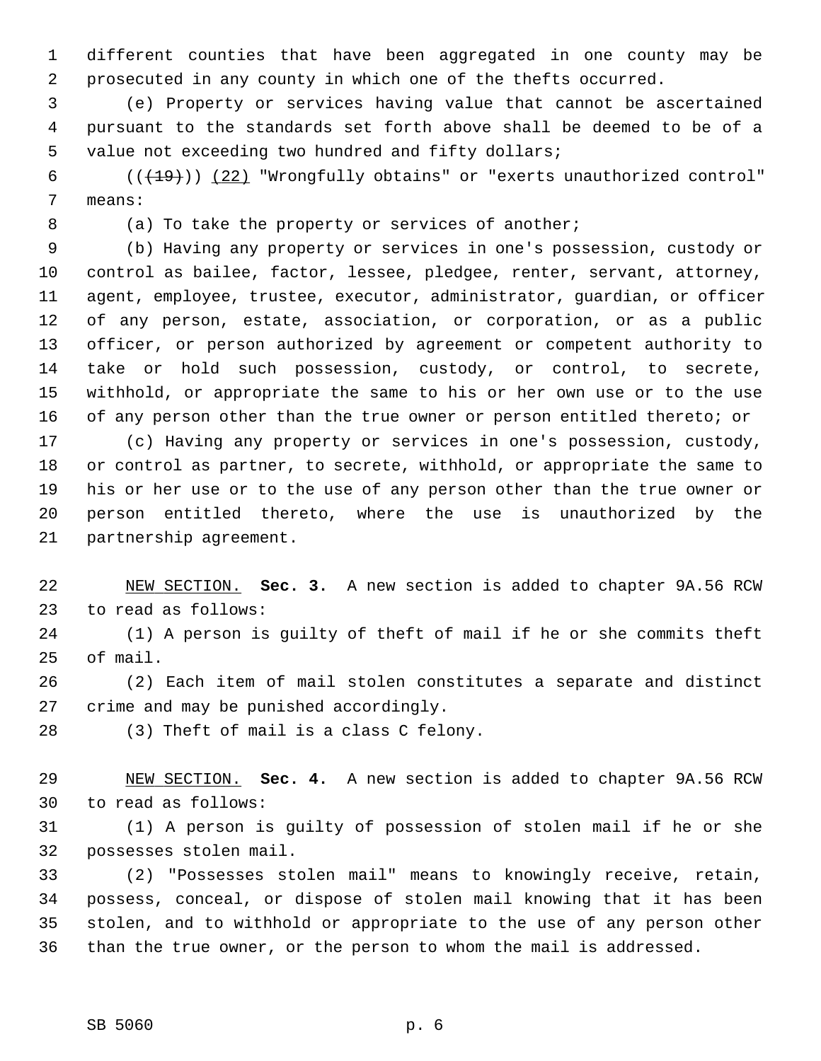different counties that have been aggregated in one county may be prosecuted in any county in which one of the thefts occurred.

(e) Property or services having value that cannot be ascertained pursuant to the standards set forth above shall be deemed to be of a value not exceeding two hundred and fifty dollars;

(((~~19~~))) <u>(22)</u> "Wrongfully obtains" or "exerts unauthorized control" means:

(a) To take the property or services of another;

(b) Having any property or services in one's possession, custody or control as bailee, factor, lessee, pledgee, renter, servant, attorney, agent, employee, trustee, executor, administrator, guardian, or officer of any person, estate, association, or corporation, or as a public officer, or person authorized by agreement or competent authority to take or hold such possession, custody, or control, to secrete, withhold, or appropriate the same to his or her own use or to the use of any person other than the true owner or person entitled thereto; or

(c) Having any property or services in one's possession, custody, or control as partner, to secrete, withhold, or appropriate the same to his or her use or to the use of any person other than the true owner or person entitled thereto, where the use is unauthorized by the partnership agreement.

<u>NEW SECTION.</u> **Sec. 3.** A new section is added to chapter 9A.56 RCW to read as follows:

(1) A person is guilty of theft of mail if he or she commits theft of mail.

(2) Each item of mail stolen constitutes a separate and distinct crime and may be punished accordingly.

(3) Theft of mail is a class C felony.

<u>NEW SECTION.</u> **Sec. 4.** A new section is added to chapter 9A.56 RCW to read as follows:

(1) A person is guilty of possession of stolen mail if he or she possesses stolen mail.

(2) "Possesses stolen mail" means to knowingly receive, retain, possess, conceal, or dispose of stolen mail knowing that it has been stolen, and to withhold or appropriate to the use of any person other than the true owner, or the person to whom the mail is addressed.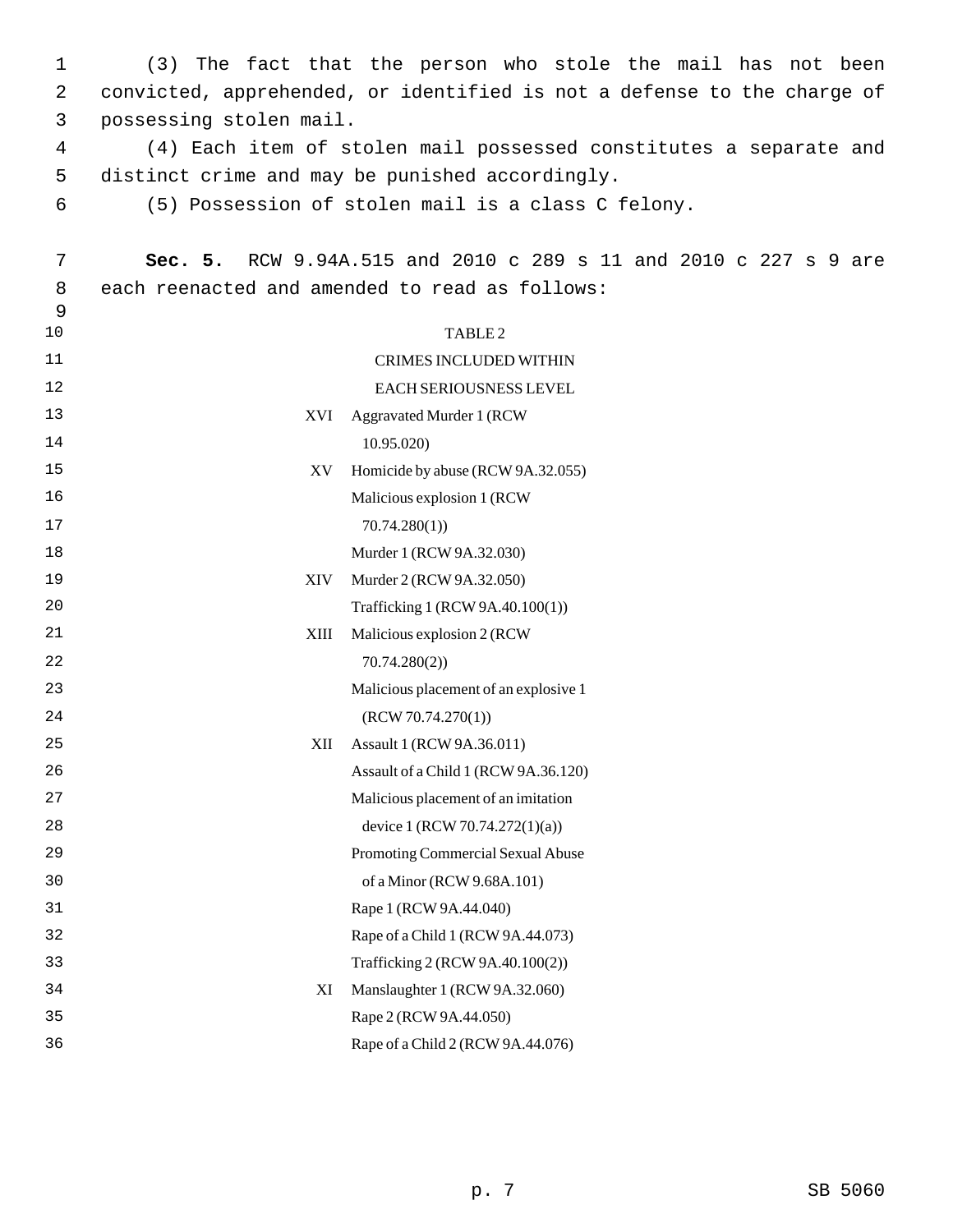(3) The fact that the person who stole the mail has not been convicted, apprehended, or identified is not a defense to the charge of possessing stolen mail.

(4) Each item of stolen mail possessed constitutes a separate and distinct crime and may be punished accordingly.

(5) Possession of stolen mail is a class C felony.

**Sec. 5.** RCW 9.94A.515 and 2010 c 289 s 11 and 2010 c 227 s 9 are each reenacted and amended to read as follows:

TABLE 2

CRIMES INCLUDED WITHIN EACH SERIOUSNESS LEVEL

| | |
|---|---|
| XVI | Aggravated Murder 1 (RCW 10.95.020) |
| XV | Homicide by abuse (RCW 9A.32.055) |
| | Malicious explosion 1 (RCW 70.74.280(1)) |
| | Murder 1 (RCW 9A.32.030) |
| XIV | Murder 2 (RCW 9A.32.050) |
| | Trafficking 1 (RCW 9A.40.100(1)) |
| XIII | Malicious explosion 2 (RCW 70.74.280(2)) |
| | Malicious placement of an explosive 1 (RCW 70.74.270(1)) |
| XII | Assault 1 (RCW 9A.36.011) |
| | Assault of a Child 1 (RCW 9A.36.120) |
| | Malicious placement of an imitation device 1 (RCW 70.74.272(1)(a)) |
| | Promoting Commercial Sexual Abuse of a Minor (RCW 9.68A.101) |
| | Rape 1 (RCW 9A.44.040) |
| | Rape of a Child 1 (RCW 9A.44.073) |
| | Trafficking 2 (RCW 9A.40.100(2)) |
| XI | Manslaughter 1 (RCW 9A.32.060) |
| | Rape 2 (RCW 9A.44.050) |
| | Rape of a Child 2 (RCW 9A.44.076) |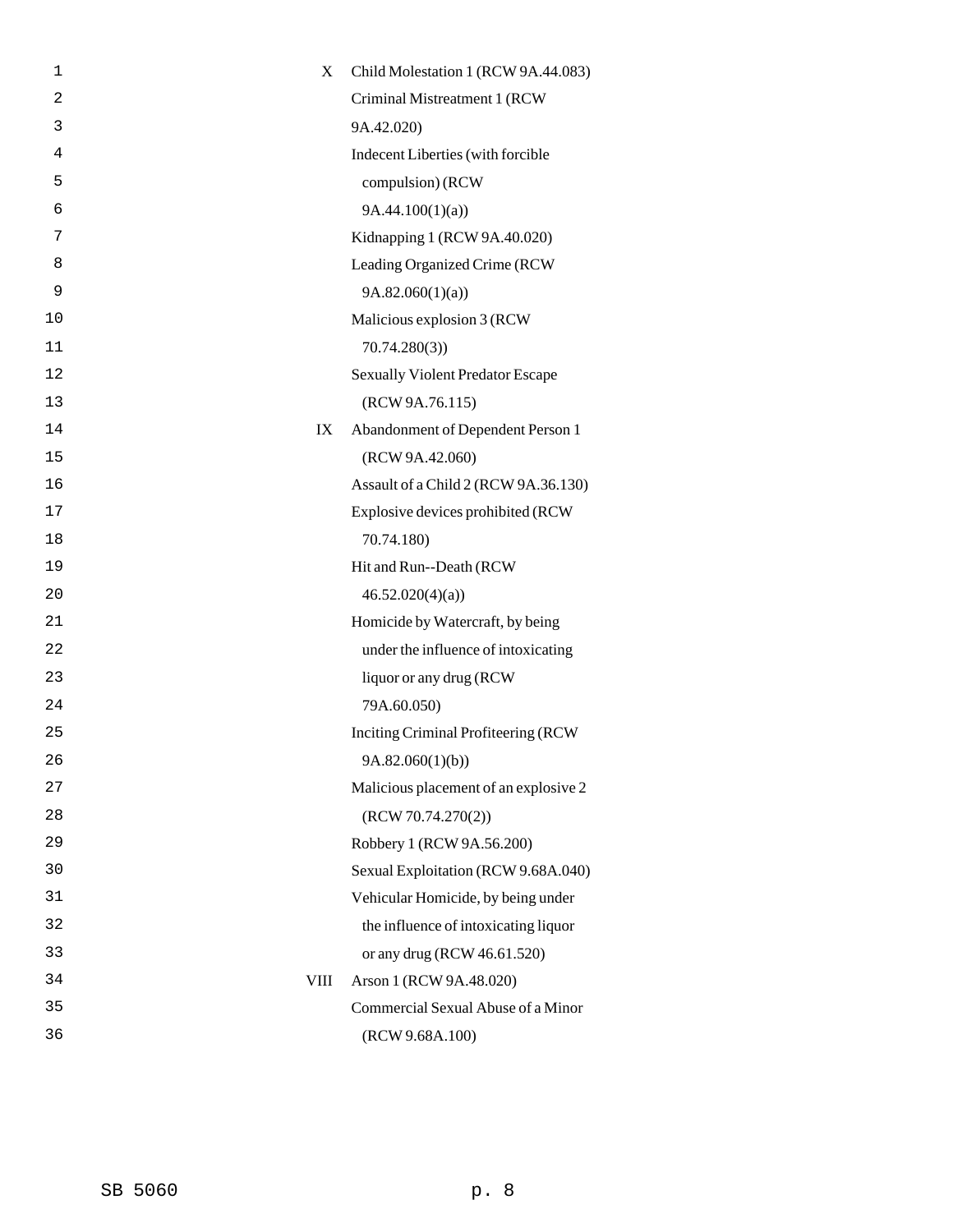| | |
|---|---|
| X | Child Molestation 1 (RCW 9A.44.083) |
| | Criminal Mistreatment 1 (RCW 9A.42.020) |
| | Indecent Liberties (with forcible compulsion) (RCW 9A.44.100(1)(a)) |
| | Kidnapping 1 (RCW 9A.40.020) |
| | Leading Organized Crime (RCW 9A.82.060(1)(a)) |
| | Malicious explosion 3 (RCW 70.74.280(3)) |
| | Sexually Violent Predator Escape (RCW 9A.76.115) |
| IX | Abandonment of Dependent Person 1 (RCW 9A.42.060) |
| | Assault of a Child 2 (RCW 9A.36.130) |
| | Explosive devices prohibited (RCW 70.74.180) |
| | Hit and Run--Death (RCW 46.52.020(4)(a)) |
| | Homicide by Watercraft, by being under the influence of intoxicating liquor or any drug (RCW 79A.60.050) |
| | Inciting Criminal Profiteering (RCW 9A.82.060(1)(b)) |
| | Malicious placement of an explosive 2 (RCW 70.74.270(2)) |
| | Robbery 1 (RCW 9A.56.200) |
| | Sexual Exploitation (RCW 9.68A.040) |
| | Vehicular Homicide, by being under the influence of intoxicating liquor or any drug (RCW 46.61.520) |
| VIII | Arson 1 (RCW 9A.48.020) |
| | Commercial Sexual Abuse of a Minor (RCW 9.68A.100) |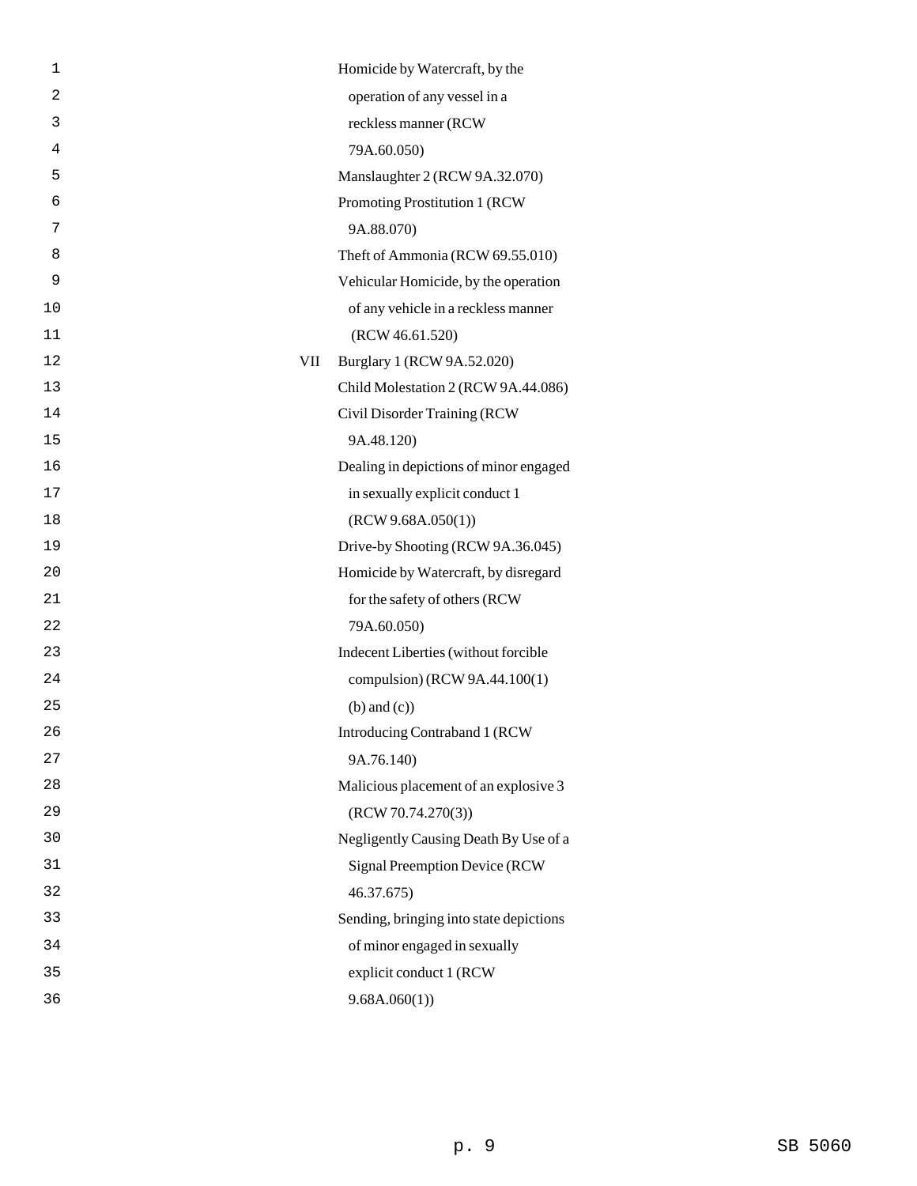| | |
|---|---|
| | Homicide by Watercraft, by the operation of any vessel in a reckless manner (RCW 79A.60.050) |
| | Manslaughter 2 (RCW 9A.32.070) |
| | Promoting Prostitution 1 (RCW 9A.88.070) |
| | Theft of Ammonia (RCW 69.55.010) |
| | Vehicular Homicide, by the operation of any vehicle in a reckless manner (RCW 46.61.520) |
| VII | Burglary 1 (RCW 9A.52.020) |
| | Child Molestation 2 (RCW 9A.44.086) |
| | Civil Disorder Training (RCW 9A.48.120) |
| | Dealing in depictions of minor engaged in sexually explicit conduct 1 (RCW 9.68A.050(1)) |
| | Drive-by Shooting (RCW 9A.36.045) |
| | Homicide by Watercraft, by disregard for the safety of others (RCW 79A.60.050) |
| | Indecent Liberties (without forcible compulsion) (RCW 9A.44.100(1) (b) and (c)) |
| | Introducing Contraband 1 (RCW 9A.76.140) |
| | Malicious placement of an explosive 3 (RCW 70.74.270(3)) |
| | Negligently Causing Death By Use of a Signal Preemption Device (RCW 46.37.675) |
| | Sending, bringing into state depictions of minor engaged in sexually explicit conduct 1 (RCW 9.68A.060(1)) |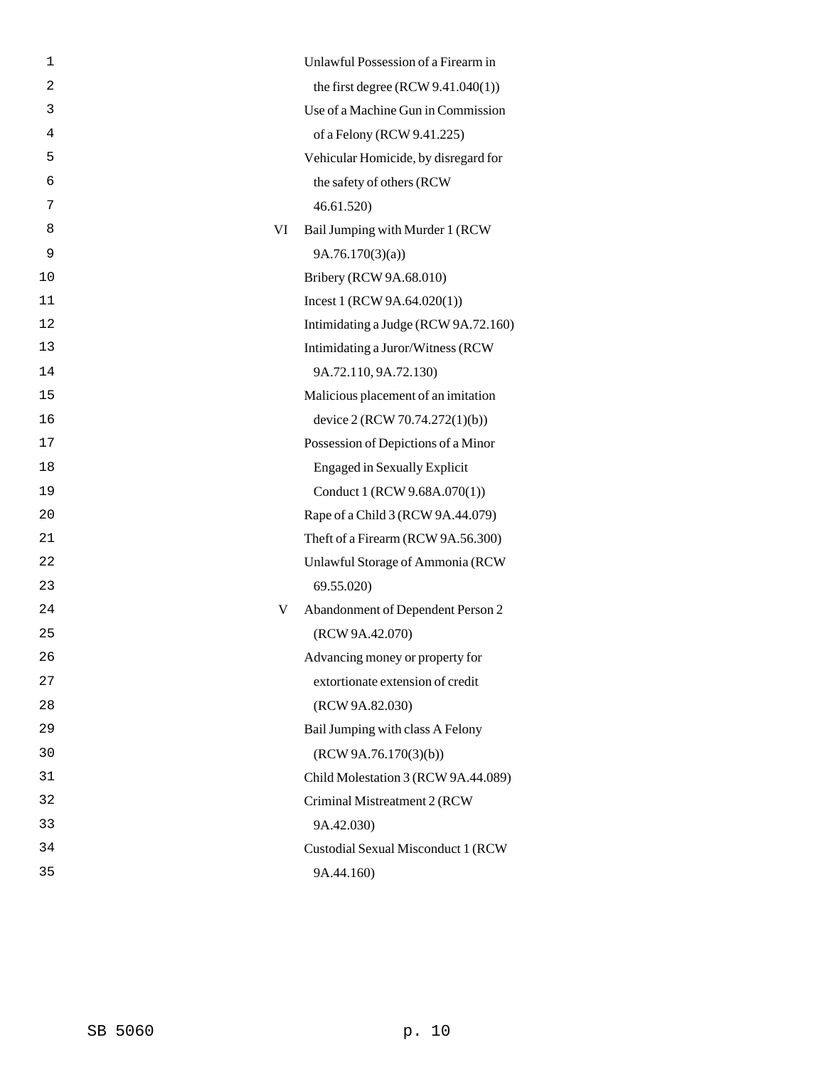| | |
|---|---|
| | Unlawful Possession of a Firearm in the first degree (RCW 9.41.040(1)) |
| | Use of a Machine Gun in Commission of a Felony (RCW 9.41.225) |
| | Vehicular Homicide, by disregard for the safety of others (RCW 46.61.520) |
| VI | Bail Jumping with Murder 1 (RCW 9A.76.170(3)(a)) |
| | Bribery (RCW 9A.68.010) |
| | Incest 1 (RCW 9A.64.020(1)) |
| | Intimidating a Judge (RCW 9A.72.160) |
| | Intimidating a Juror/Witness (RCW 9A.72.110, 9A.72.130) |
| | Malicious placement of an imitation device 2 (RCW 70.74.272(1)(b)) |
| | Possession of Depictions of a Minor Engaged in Sexually Explicit Conduct 1 (RCW 9.68A.070(1)) |
| | Rape of a Child 3 (RCW 9A.44.079) |
| | Theft of a Firearm (RCW 9A.56.300) |
| | Unlawful Storage of Ammonia (RCW 69.55.020) |
| V | Abandonment of Dependent Person 2 (RCW 9A.42.070) |
| | Advancing money or property for extortionate extension of credit (RCW 9A.82.030) |
| | Bail Jumping with class A Felony (RCW 9A.76.170(3)(b)) |
| | Child Molestation 3 (RCW 9A.44.089) |
| | Criminal Mistreatment 2 (RCW 9A.42.030) |
| | Custodial Sexual Misconduct 1 (RCW 9A.44.160) |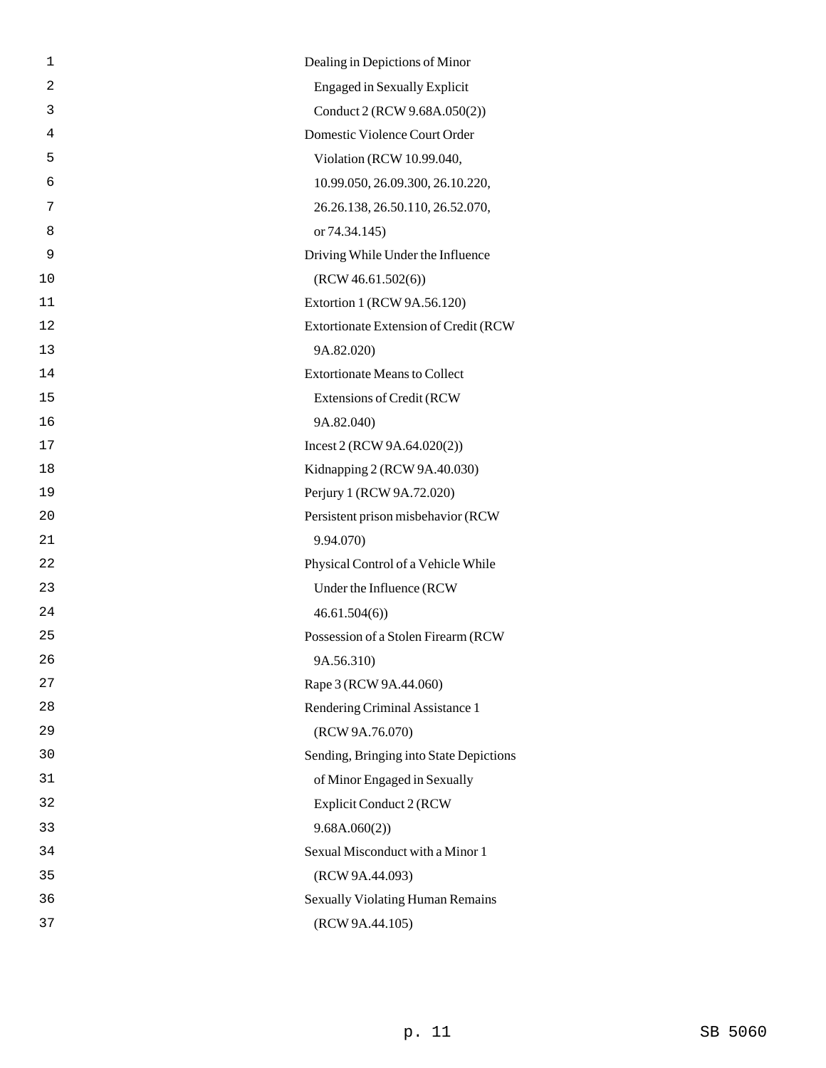Dealing in Depictions of Minor Engaged in Sexually Explicit Conduct 2 (RCW 9.68A.050(2))

Domestic Violence Court Order Violation (RCW 10.99.040, 10.99.050, 26.09.300, 26.10.220, 26.26.138, 26.50.110, 26.52.070, or 74.34.145)

Driving While Under the Influence (RCW 46.61.502(6))

Extortion 1 (RCW 9A.56.120)

Extortionate Extension of Credit (RCW 9A.82.020)

Extortionate Means to Collect Extensions of Credit (RCW 9A.82.040)

Incest 2 (RCW 9A.64.020(2))

Kidnapping 2 (RCW 9A.40.030)

Perjury 1 (RCW 9A.72.020)

Persistent prison misbehavior (RCW 9.94.070)

Physical Control of a Vehicle While Under the Influence (RCW 46.61.504(6))

Possession of a Stolen Firearm (RCW 9A.56.310)

Rape 3 (RCW 9A.44.060)

Rendering Criminal Assistance 1 (RCW 9A.76.070)

Sending, Bringing into State Depictions of Minor Engaged in Sexually Explicit Conduct 2 (RCW 9.68A.060(2))

Sexual Misconduct with a Minor 1 (RCW 9A.44.093)

Sexually Violating Human Remains (RCW 9A.44.105)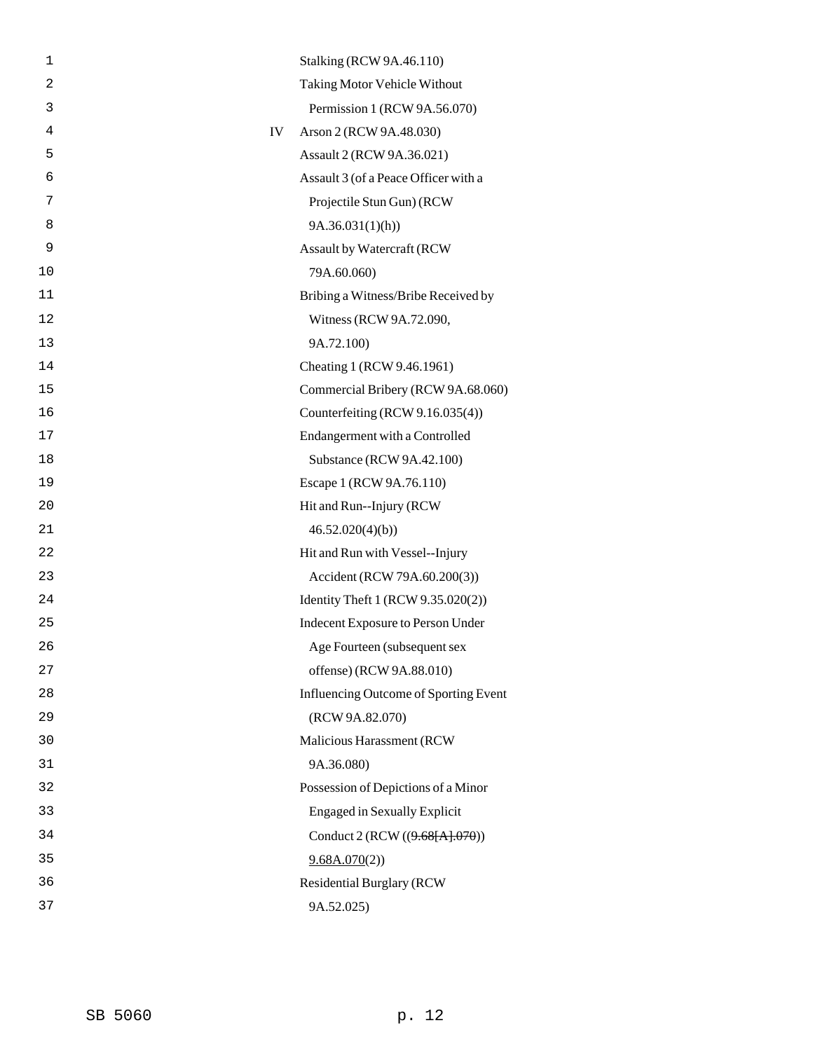Stalking (RCW 9A.46.110)

Taking Motor Vehicle Without Permission 1 (RCW 9A.56.070)

IV Arson 2 (RCW 9A.48.030)

Assault 2 (RCW 9A.36.021)

Assault 3 (of a Peace Officer with a Projectile Stun Gun) (RCW 9A.36.031(1)(h))

Assault by Watercraft (RCW 79A.60.060)

Bribing a Witness/Bribe Received by Witness (RCW 9A.72.090, 9A.72.100)

Cheating 1 (RCW 9.46.1961)

Commercial Bribery (RCW 9A.68.060)

Counterfeiting (RCW 9.16.035(4))

Endangerment with a Controlled Substance (RCW 9A.42.100)

Escape 1 (RCW 9A.76.110)

Hit and Run--Injury (RCW 46.52.020(4)(b))

Hit and Run with Vessel--Injury Accident (RCW 79A.60.200(3))

Identity Theft 1 (RCW 9.35.020(2))

Indecent Exposure to Person Under Age Fourteen (subsequent sex offense) (RCW 9A.88.010)

Influencing Outcome of Sporting Event (RCW 9A.82.070)

Malicious Harassment (RCW 9A.36.080)

Possession of Depictions of a Minor Engaged in Sexually Explicit Conduct 2 (RCW ((~~9.68[A].070~~)) 9.68A.070(2))

Residential Burglary (RCW 9A.52.025)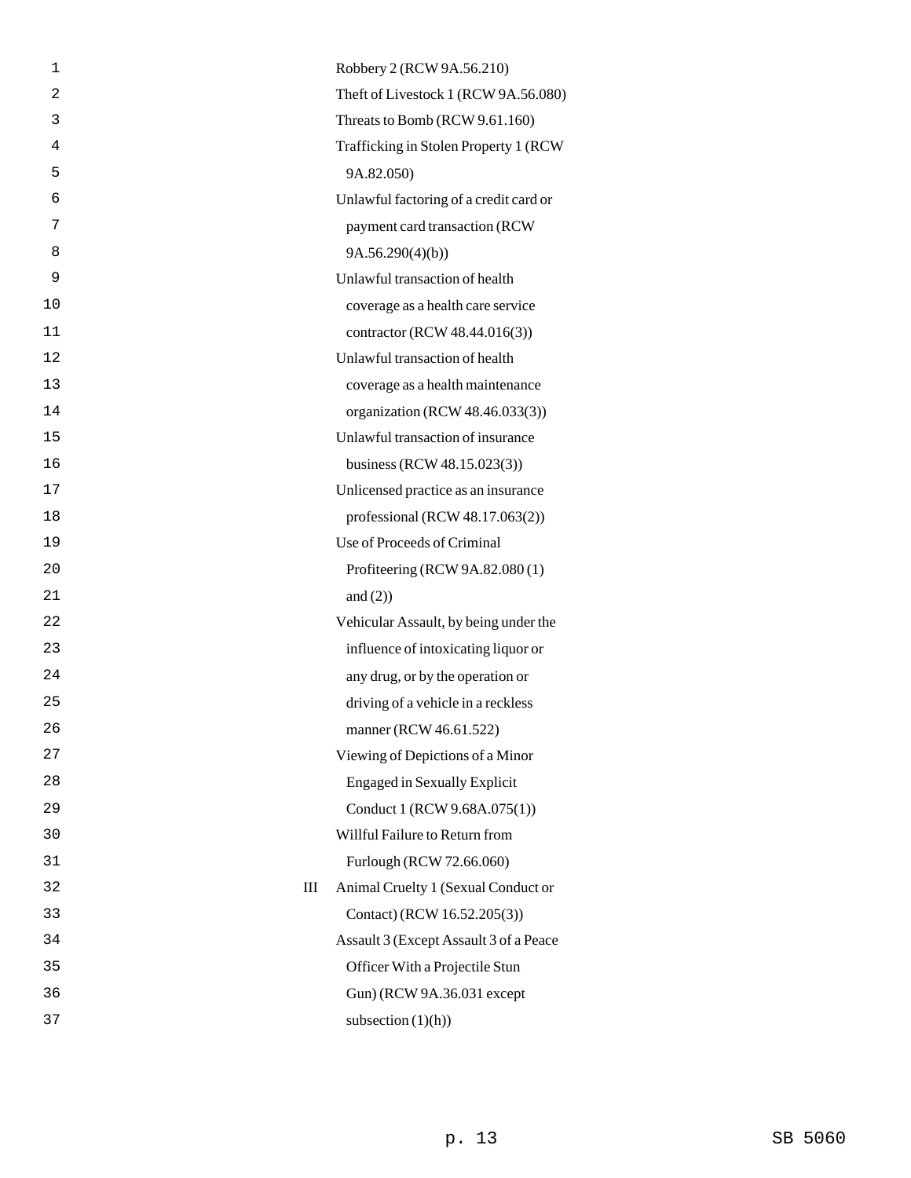| | |
|---|---|
| | Robbery 2 (RCW 9A.56.210) |
| | Theft of Livestock 1 (RCW 9A.56.080) |
| | Threats to Bomb (RCW 9.61.160) |
| | Trafficking in Stolen Property 1 (RCW 9A.82.050) |
| | Unlawful factoring of a credit card or payment card transaction (RCW 9A.56.290(4)(b)) |
| | Unlawful transaction of health coverage as a health care service contractor (RCW 48.44.016(3)) |
| | Unlawful transaction of health coverage as a health maintenance organization (RCW 48.46.033(3)) |
| | Unlawful transaction of insurance business (RCW 48.15.023(3)) |
| | Unlicensed practice as an insurance professional (RCW 48.17.063(2)) |
| | Use of Proceeds of Criminal Profiteering (RCW 9A.82.080 (1) and (2)) |
| | Vehicular Assault, by being under the influence of intoxicating liquor or any drug, or by the operation or driving of a vehicle in a reckless manner (RCW 46.61.522) |
| | Viewing of Depictions of a Minor Engaged in Sexually Explicit Conduct 1 (RCW 9.68A.075(1)) |
| | Willful Failure to Return from Furlough (RCW 72.66.060) |
| III | Animal Cruelty 1 (Sexual Conduct or Contact) (RCW 16.52.205(3)) |
| | Assault 3 (Except Assault 3 of a Peace Officer With a Projectile Stun Gun) (RCW 9A.36.031 except subsection (1)(h)) |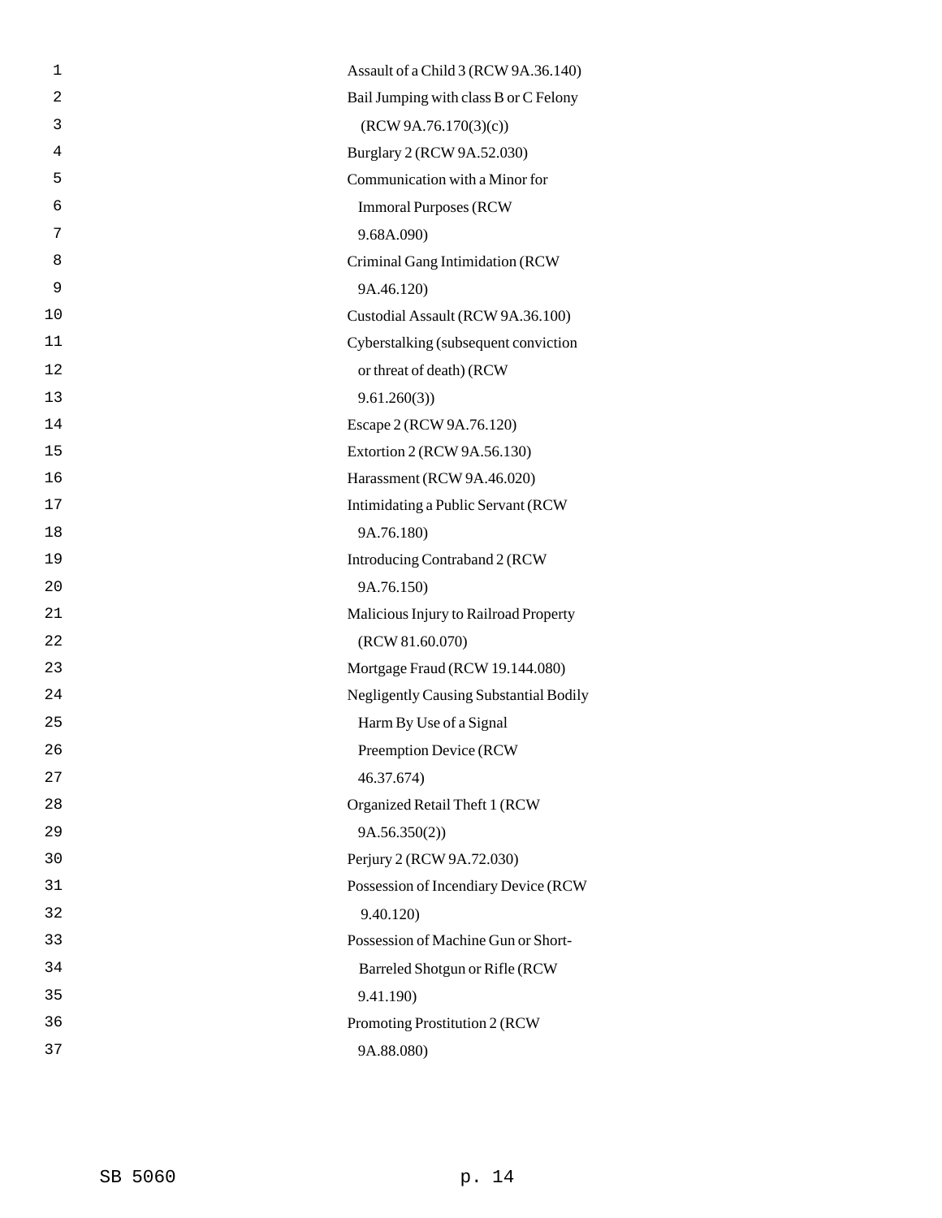Assault of a Child 3 (RCW 9A.36.140)

Bail Jumping with class B or C Felony (RCW 9A.76.170(3)(c))

Burglary 2 (RCW 9A.52.030)

Communication with a Minor for Immoral Purposes (RCW 9.68A.090)

Criminal Gang Intimidation (RCW 9A.46.120)

Custodial Assault (RCW 9A.36.100)

Cyberstalking (subsequent conviction or threat of death) (RCW 9.61.260(3))

Escape 2 (RCW 9A.76.120)

Extortion 2 (RCW 9A.56.130)

Harassment (RCW 9A.46.020)

Intimidating a Public Servant (RCW 9A.76.180)

Introducing Contraband 2 (RCW 9A.76.150)

Malicious Injury to Railroad Property (RCW 81.60.070)

Mortgage Fraud (RCW 19.144.080)

Negligently Causing Substantial Bodily Harm By Use of a Signal Preemption Device (RCW 46.37.674)

Organized Retail Theft 1 (RCW 9A.56.350(2))

Perjury 2 (RCW 9A.72.030)

Possession of Incendiary Device (RCW 9.40.120)

Possession of Machine Gun or Short-Barreled Shotgun or Rifle (RCW 9.41.190)

Promoting Prostitution 2 (RCW 9A.88.080)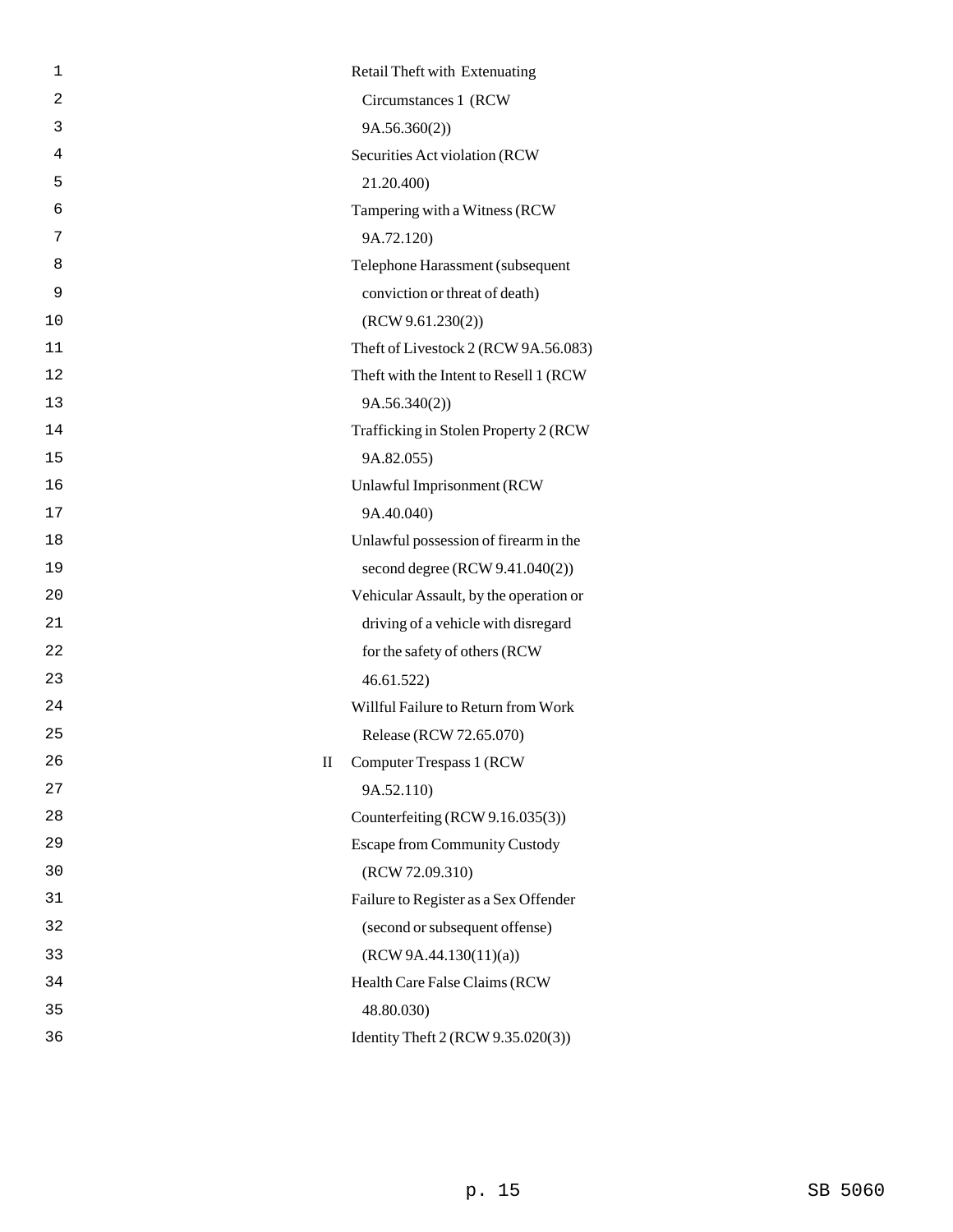Retail Theft with Extenuating Circumstances 1 (RCW 9A.56.360(2))

Securities Act violation (RCW 21.20.400)

Tampering with a Witness (RCW 9A.72.120)

Telephone Harassment (subsequent conviction or threat of death) (RCW 9.61.230(2))

Theft of Livestock 2 (RCW 9A.56.083)

Theft with the Intent to Resell 1 (RCW 9A.56.340(2))

Trafficking in Stolen Property 2 (RCW 9A.82.055)

Unlawful Imprisonment (RCW 9A.40.040)

Unlawful possession of firearm in the second degree (RCW 9.41.040(2))

Vehicular Assault, by the operation or driving of a vehicle with disregard for the safety of others (RCW 46.61.522)

Willful Failure to Return from Work Release (RCW 72.65.070)

II Computer Trespass 1 (RCW 9A.52.110)

Counterfeiting (RCW 9.16.035(3))

Escape from Community Custody (RCW 72.09.310)

Failure to Register as a Sex Offender (second or subsequent offense) (RCW 9A.44.130(11)(a))

Health Care False Claims (RCW 48.80.030)

Identity Theft 2 (RCW 9.35.020(3))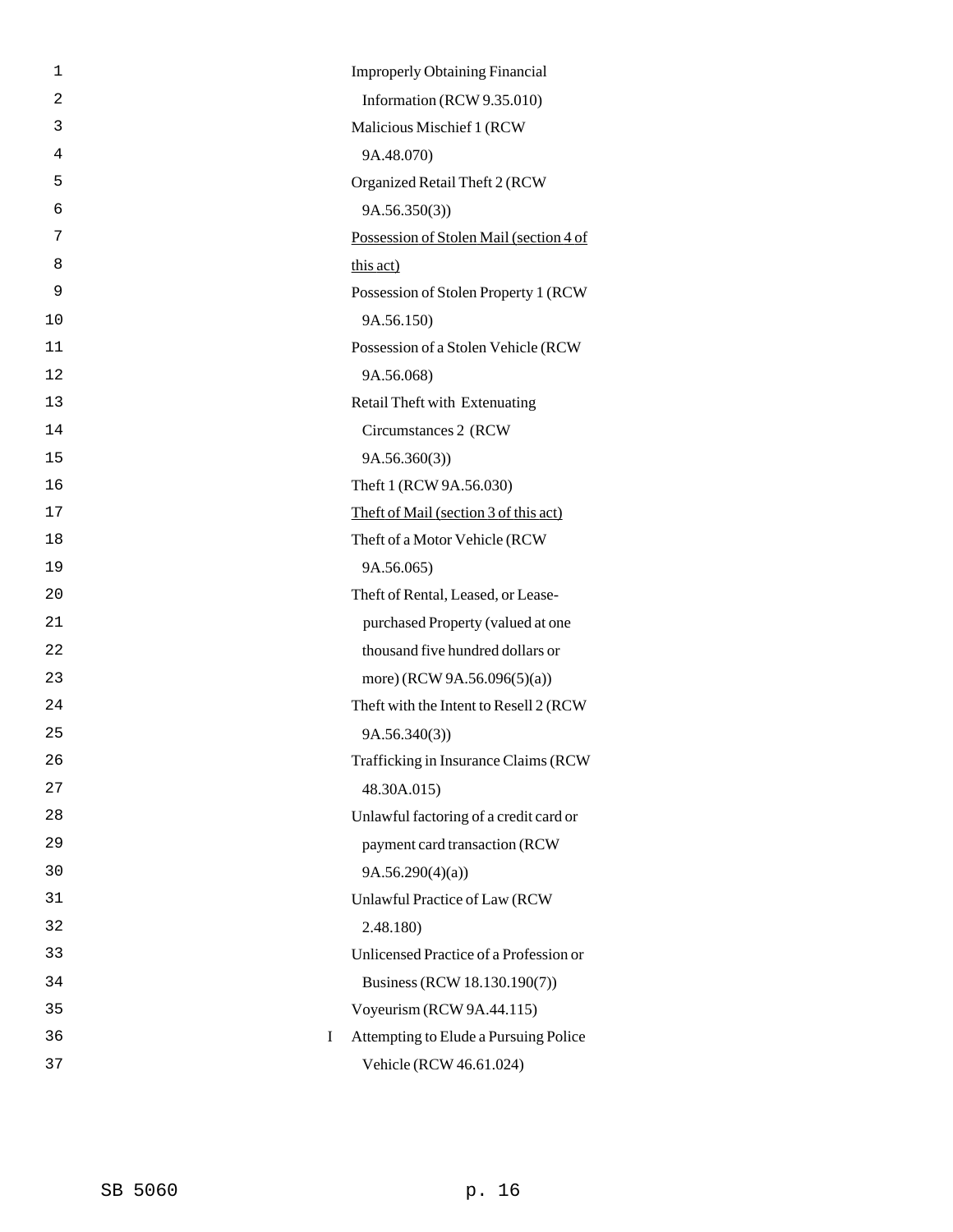Improperly Obtaining Financial Information (RCW 9.35.010)

Malicious Mischief 1 (RCW 9A.48.070)

Organized Retail Theft 2 (RCW 9A.56.350(3))

<u>Possession of Stolen Mail (section 4 of this act)</u>

Possession of Stolen Property 1 (RCW 9A.56.150)

Possession of a Stolen Vehicle (RCW 9A.56.068)

Retail Theft with Extenuating Circumstances 2 (RCW 9A.56.360(3))

Theft 1 (RCW 9A.56.030)

<u>Theft of Mail (section 3 of this act)</u>

Theft of a Motor Vehicle (RCW 9A.56.065)

Theft of Rental, Leased, or Lease-purchased Property (valued at one thousand five hundred dollars or more) (RCW 9A.56.096(5)(a))

Theft with the Intent to Resell 2 (RCW 9A.56.340(3))

Trafficking in Insurance Claims (RCW 48.30A.015)

Unlawful factoring of a credit card or payment card transaction (RCW 9A.56.290(4)(a))

Unlawful Practice of Law (RCW 2.48.180)

Unlicensed Practice of a Profession or Business (RCW 18.130.190(7))

Voyeurism (RCW 9A.44.115)

I Attempting to Elude a Pursuing Police Vehicle (RCW 46.61.024)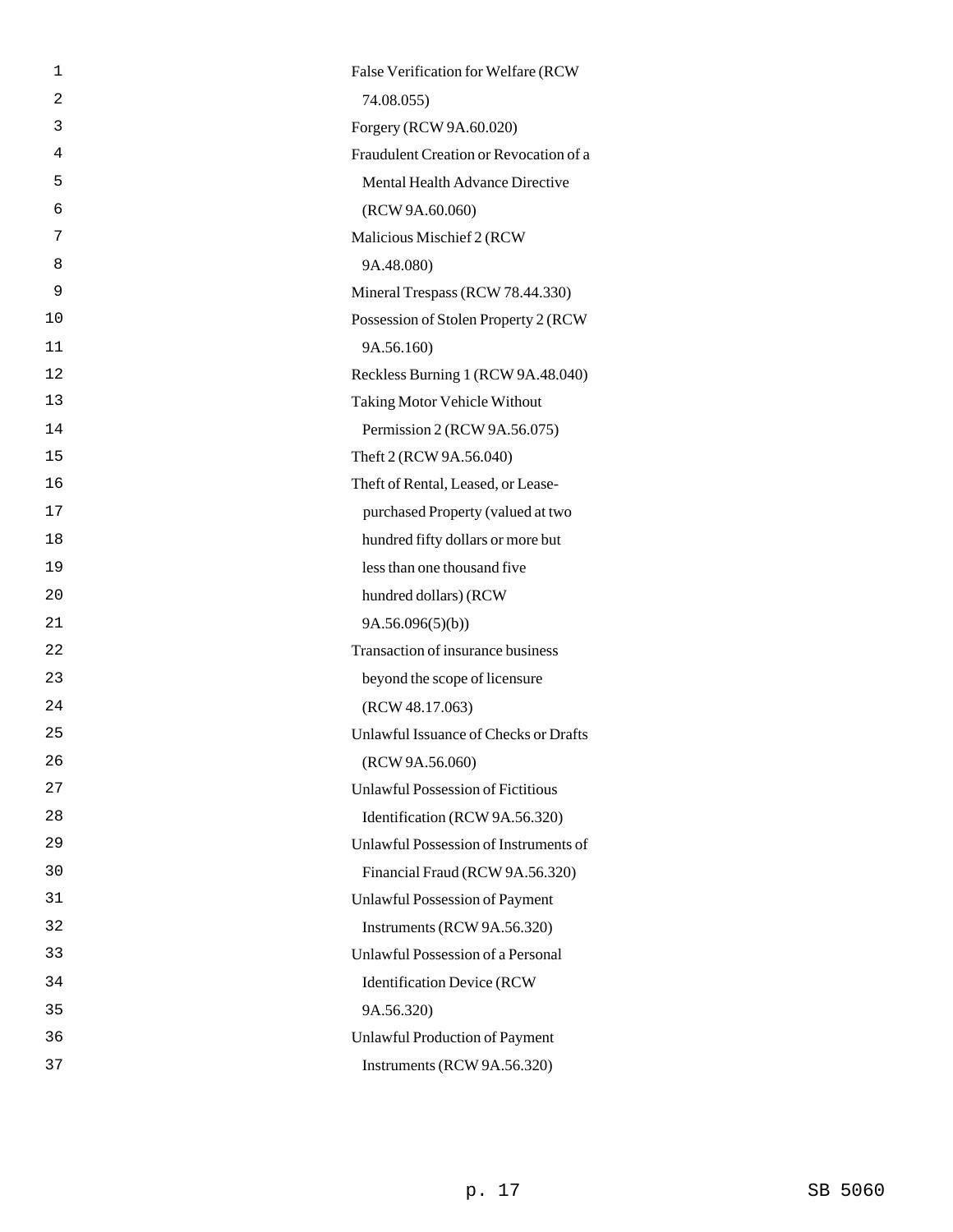False Verification for Welfare (RCW 74.08.055)

Forgery (RCW 9A.60.020)

Fraudulent Creation or Revocation of a Mental Health Advance Directive (RCW 9A.60.060)

Malicious Mischief 2 (RCW 9A.48.080)

Mineral Trespass (RCW 78.44.330)

Possession of Stolen Property 2 (RCW 9A.56.160)

Reckless Burning 1 (RCW 9A.48.040)

Taking Motor Vehicle Without Permission 2 (RCW 9A.56.075)

Theft 2 (RCW 9A.56.040)

Theft of Rental, Leased, or Lease-purchased Property (valued at two hundred fifty dollars or more but less than one thousand five hundred dollars) (RCW 9A.56.096(5)(b))

Transaction of insurance business beyond the scope of licensure (RCW 48.17.063)

Unlawful Issuance of Checks or Drafts (RCW 9A.56.060)

Unlawful Possession of Fictitious Identification (RCW 9A.56.320)

Unlawful Possession of Instruments of Financial Fraud (RCW 9A.56.320)

Unlawful Possession of Payment Instruments (RCW 9A.56.320)

Unlawful Possession of a Personal Identification Device (RCW 9A.56.320)

Unlawful Production of Payment Instruments (RCW 9A.56.320)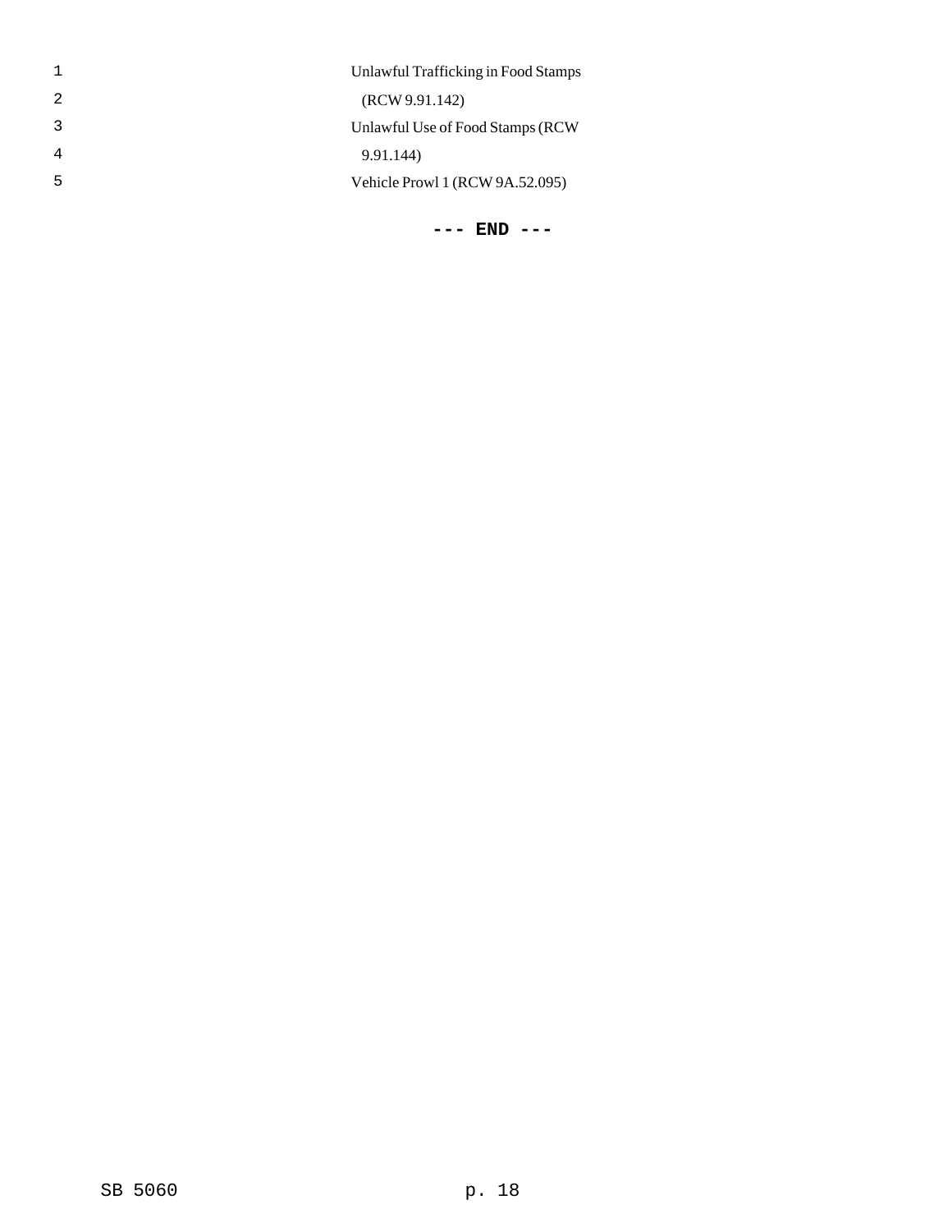Unlawful Trafficking in Food Stamps (RCW 9.91.142)

Unlawful Use of Food Stamps (RCW 9.91.144)

Vehicle Prowl 1 (RCW 9A.52.095)

**--- END ---**